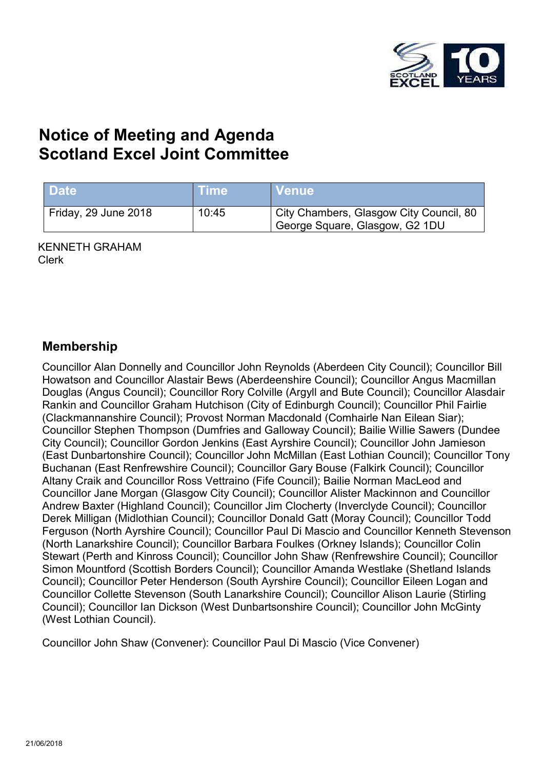# Notice of Meeting and Agenda
# Scotland Excel Joint Committee

| Date | Time | Venue |
|---|---|---|
| Friday, 29 June 2018 | 10:45 | City Chambers, Glasgow City Council, 80 George Square, Glasgow, G2 1DU |

KENNETH GRAHAM
Clerk

## Membership

Councillor Alan Donnelly and Councillor John Reynolds (Aberdeen City Council); Councillor Bill Howatson and Councillor Alastair Bews (Aberdeenshire Council); Councillor Angus Macmillan Douglas (Angus Council); Councillor Rory Colville (Argyll and Bute Council); Councillor Alasdair Rankin and Councillor Graham Hutchison (City of Edinburgh Council); Councillor Phil Fairlie (Clackmannanshire Council); Provost Norman Macdonald (Comhairle Nan Eilean Siar); Councillor Stephen Thompson (Dumfries and Galloway Council); Bailie Willie Sawers (Dundee City Council); Councillor Gordon Jenkins (East Ayrshire Council); Councillor John Jamieson (East Dunbartonshire Council); Councillor John McMillan (East Lothian Council); Councillor Tony Buchanan (East Renfrewshire Council); Councillor Gary Bouse (Falkirk Council); Councillor Altany Craik and Councillor Ross Vettraino (Fife Council); Bailie Norman MacLeod and Councillor Jane Morgan (Glasgow City Council); Councillor Alister Mackinnon and Councillor Andrew Baxter (Highland Council); Councillor Jim Clocherty (Inverclyde Council); Councillor Derek Milligan (Midlothian Council); Councillor Donald Gatt (Moray Council); Councillor Todd Ferguson (North Ayrshire Council); Councillor Paul Di Mascio and Councillor Kenneth Stevenson (North Lanarkshire Council); Councillor Barbara Foulkes (Orkney Islands); Councillor Colin Stewart (Perth and Kinross Council); Councillor John Shaw (Renfrewshire Council); Councillor Simon Mountford (Scottish Borders Council); Councillor Amanda Westlake (Shetland Islands Council); Councillor Peter Henderson (South Ayrshire Council); Councillor Eileen Logan and Councillor Collette Stevenson (South Lanarkshire Council); Councillor Alison Laurie (Stirling Council); Councillor Ian Dickson (West Dunbartsonshire Council); Councillor John McGinty (West Lothian Council).

Councillor John Shaw (Convener): Councillor Paul Di Mascio (Vice Convener)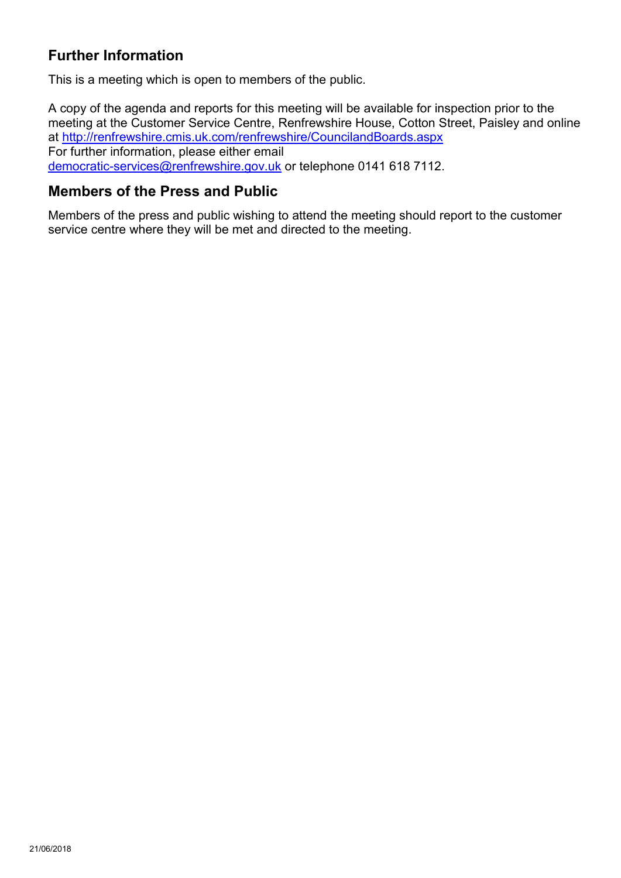## Further Information

This is a meeting which is open to members of the public.

A copy of the agenda and reports for this meeting will be available for inspection prior to the meeting at the Customer Service Centre, Renfrewshire House, Cotton Street, Paisley and online at http://renfrewshire.cmis.uk.com/renfrewshire/CouncilandBoards.aspx
For further information, please either email
democratic-services@renfrewshire.gov.uk or telephone 0141 618 7112.

## Members of the Press and Public

Members of the press and public wishing to attend the meeting should report to the customer service centre where they will be met and directed to the meeting.

21/06/2018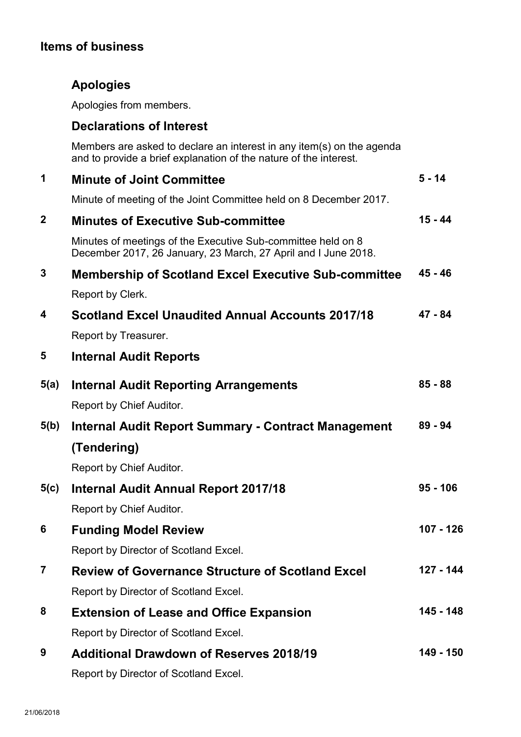## Items of business

### Apologies

Apologies from members.

### Declarations of Interest

Members are asked to declare an interest in any item(s) on the agenda and to provide a brief explanation of the nature of the interest.

| | | |
|---|---|---|
| **1** | **Minute of Joint Committee**<br>Minute of meeting of the Joint Committee held on 8 December 2017. | **5 - 14** |
| **2** | **Minutes of Executive Sub-committee**<br>Minutes of meetings of the Executive Sub-committee held on 8 December 2017, 26 January, 23 March, 27 April and I June 2018. | **15 - 44** |
| **3** | **Membership of Scotland Excel Executive Sub-committee**<br>Report by Clerk. | **45 - 46** |
| **4** | **Scotland Excel Unaudited Annual Accounts 2017/18**<br>Report by Treasurer. | **47 - 84** |
| **5** | **Internal Audit Reports** | |
| **5(a)** | **Internal Audit Reporting Arrangements**<br>Report by Chief Auditor. | **85 - 88** |
| **5(b)** | **Internal Audit Report Summary - Contract Management (Tendering)**<br>Report by Chief Auditor. | **89 - 94** |
| **5(c)** | **Internal Audit Annual Report 2017/18**<br>Report by Chief Auditor. | **95 - 106** |
| **6** | **Funding Model Review**<br>Report by Director of Scotland Excel. | **107 - 126** |
| **7** | **Review of Governance Structure of Scotland Excel**<br>Report by Director of Scotland Excel. | **127 - 144** |
| **8** | **Extension of Lease and Office Expansion**<br>Report by Director of Scotland Excel. | **145 - 148** |
| **9** | **Additional Drawdown of Reserves 2018/19**<br>Report by Director of Scotland Excel. | **149 - 150** |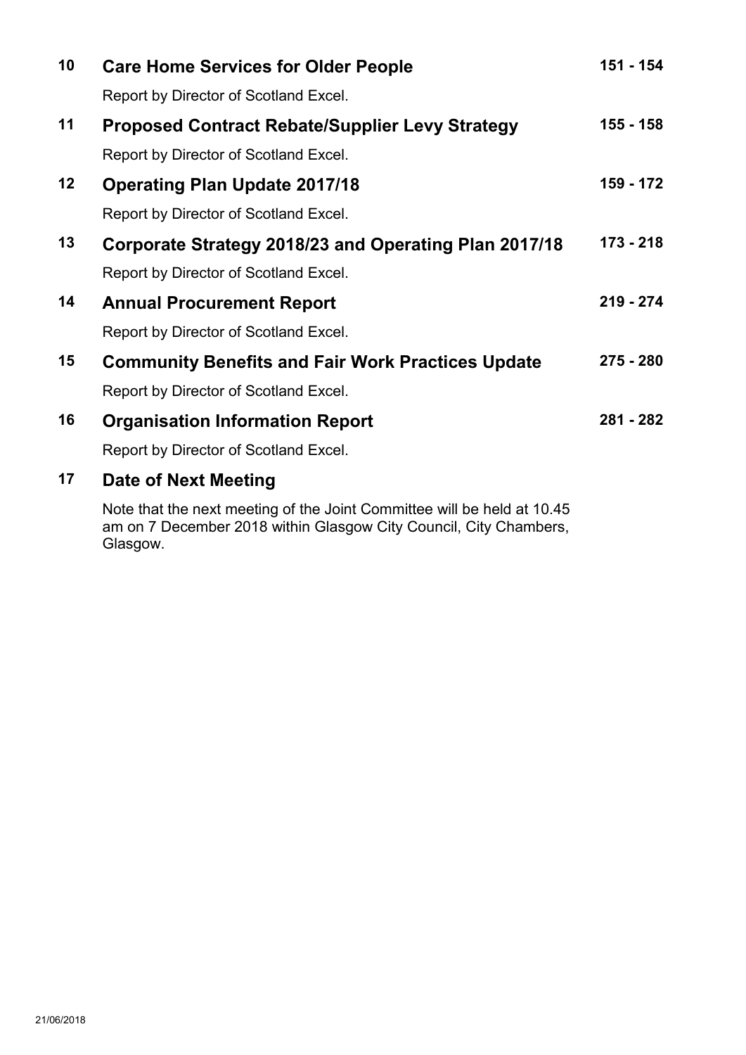**10 Care Home Services for Older People** 151 - 154

Report by Director of Scotland Excel.

**11 Proposed Contract Rebate/Supplier Levy Strategy** 155 - 158

Report by Director of Scotland Excel.

**12 Operating Plan Update 2017/18** 159 - 172

Report by Director of Scotland Excel.

**13 Corporate Strategy 2018/23 and Operating Plan 2017/18** 173 - 218

Report by Director of Scotland Excel.

**14 Annual Procurement Report** 219 - 274

Report by Director of Scotland Excel.

**15 Community Benefits and Fair Work Practices Update** 275 - 280

Report by Director of Scotland Excel.

**16 Organisation Information Report** 281 - 282

Report by Director of Scotland Excel.

**17 Date of Next Meeting**

Note that the next meeting of the Joint Committee will be held at 10.45 am on 7 December 2018 within Glasgow City Council, City Chambers, Glasgow.

21/06/2018